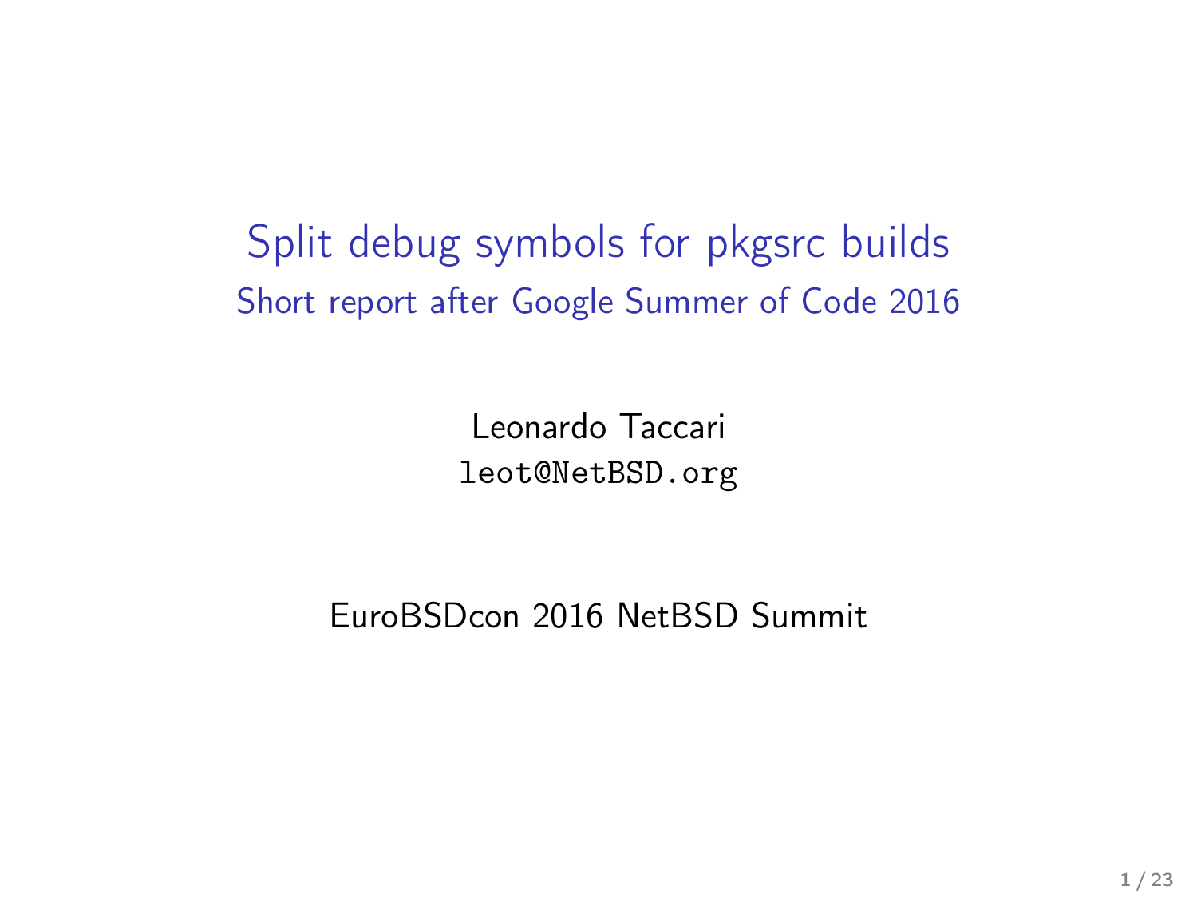# Split debug symbols for pkgsrc builds

## Short report after Google Summer of Code 2016

Leonardo Taccari

`leot@NetBSD.org`

EuroBSDcon 2016 NetBSD Summit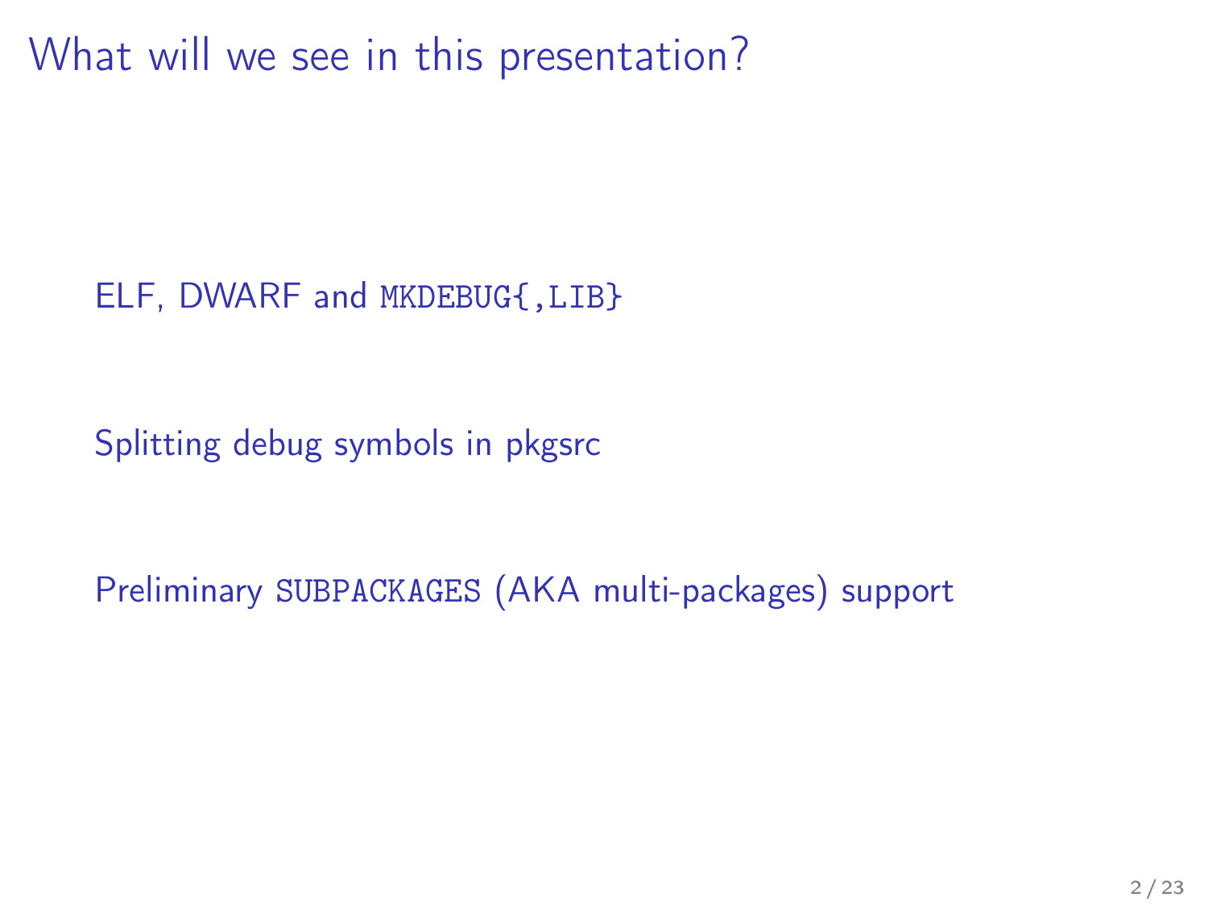# What will we see in this presentation?

- ELF, DWARF and `MKDEBUG{,LIB}`
- Splitting debug symbols in pkgsrc
- Preliminary `SUBPACKAGES` (AKA multi-packages) support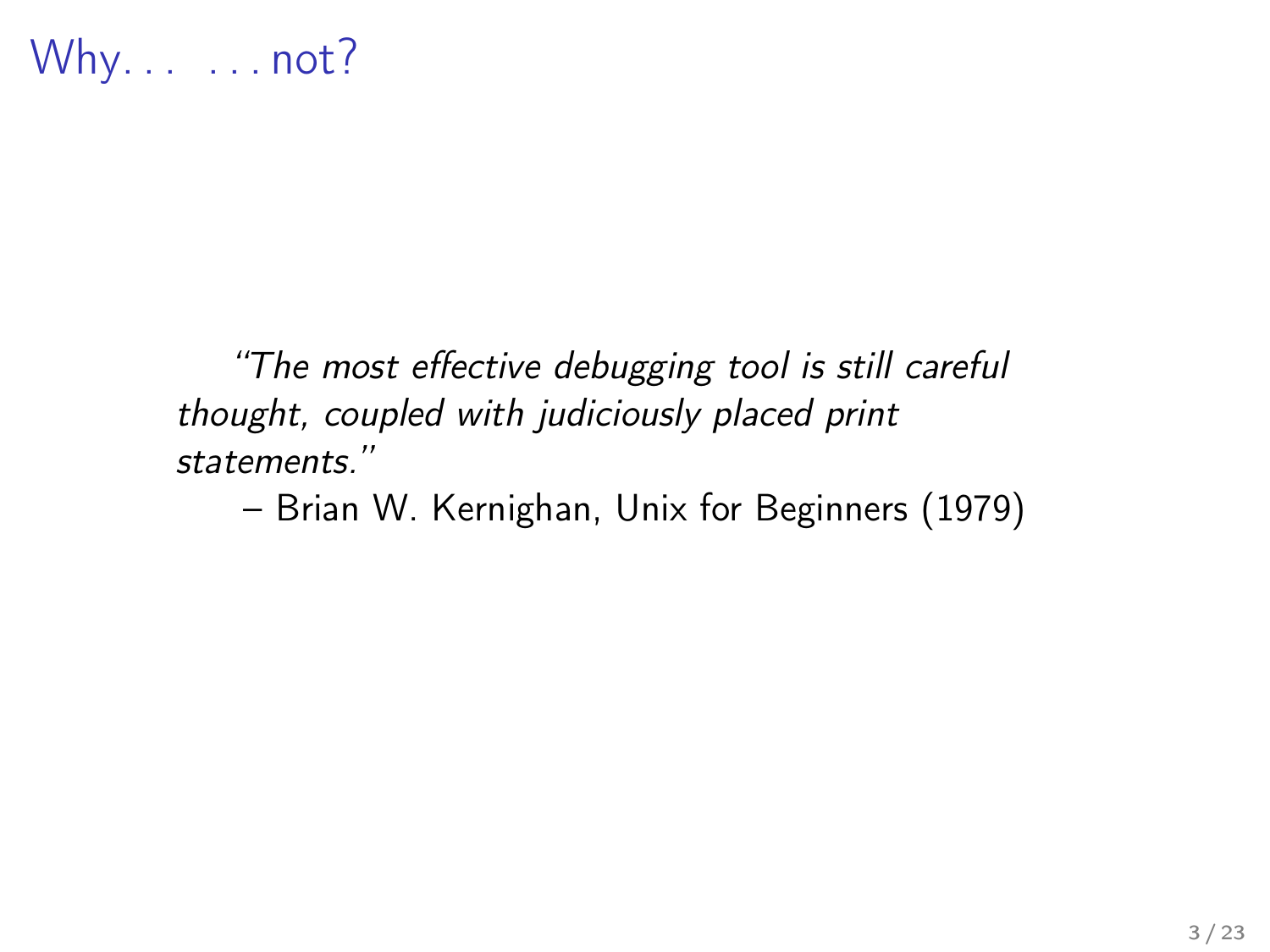# Why. . . . . . not?

> *"The most effective debugging tool is still careful thought, coupled with judiciously placed print statements."*
>
> – Brian W. Kernighan, Unix for Beginners (1979)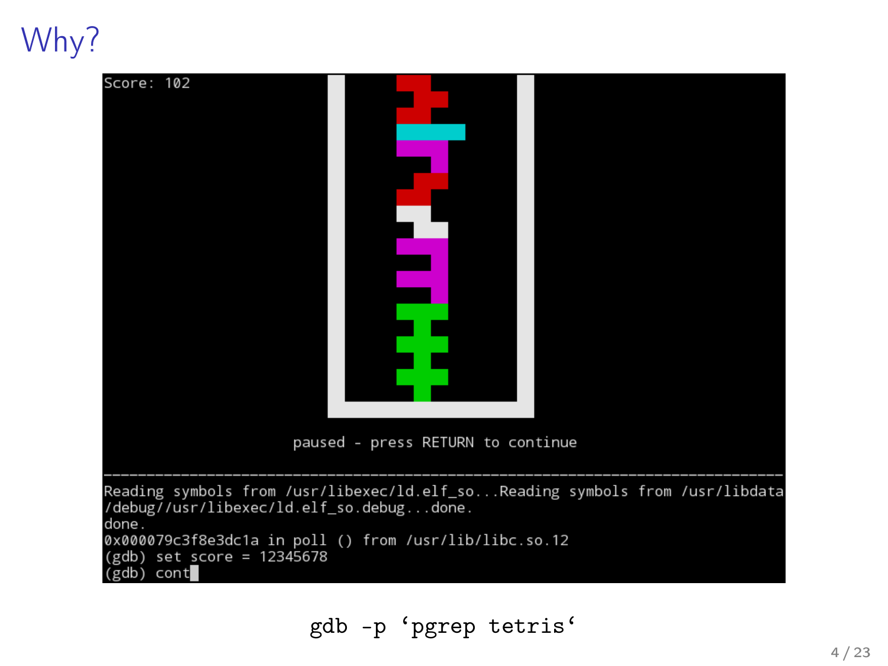# Why?

```
Score: 102

paused - press RETURN to continue

--------------------------------------------------------------------------------
Reading symbols from /usr/libexec/ld.elf_so...Reading symbols from /usr/libdata
/debug//usr/libexec/ld.elf_so.debug...done.
done.
0x000079c3f8e3dc1a in poll () from /usr/lib/libc.so.12
(gdb) set score = 12345678
(gdb) cont
```

```
gdb -p `pgrep tetris`
```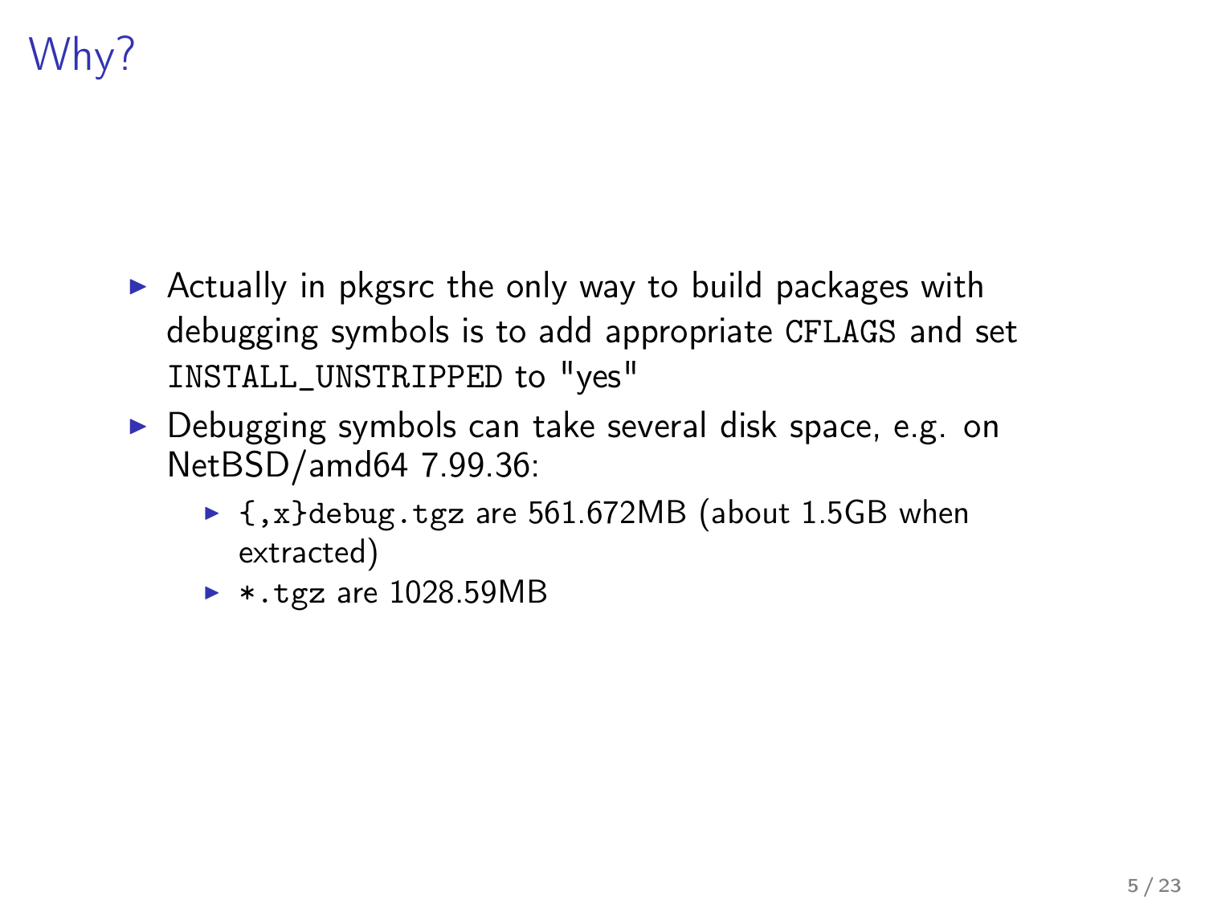# Why?

- Actually in pkgsrc the only way to build packages with debugging symbols is to add appropriate `CFLAGS` and set `INSTALL_UNSTRIPPED` to "yes"
- Debugging symbols can take several disk space, e.g. on NetBSD/amd64 7.99.36:
  - `{,x}debug.tgz` are 561.672MB (about 1.5GB when extracted)
  - `*.tgz` are 1028.59MB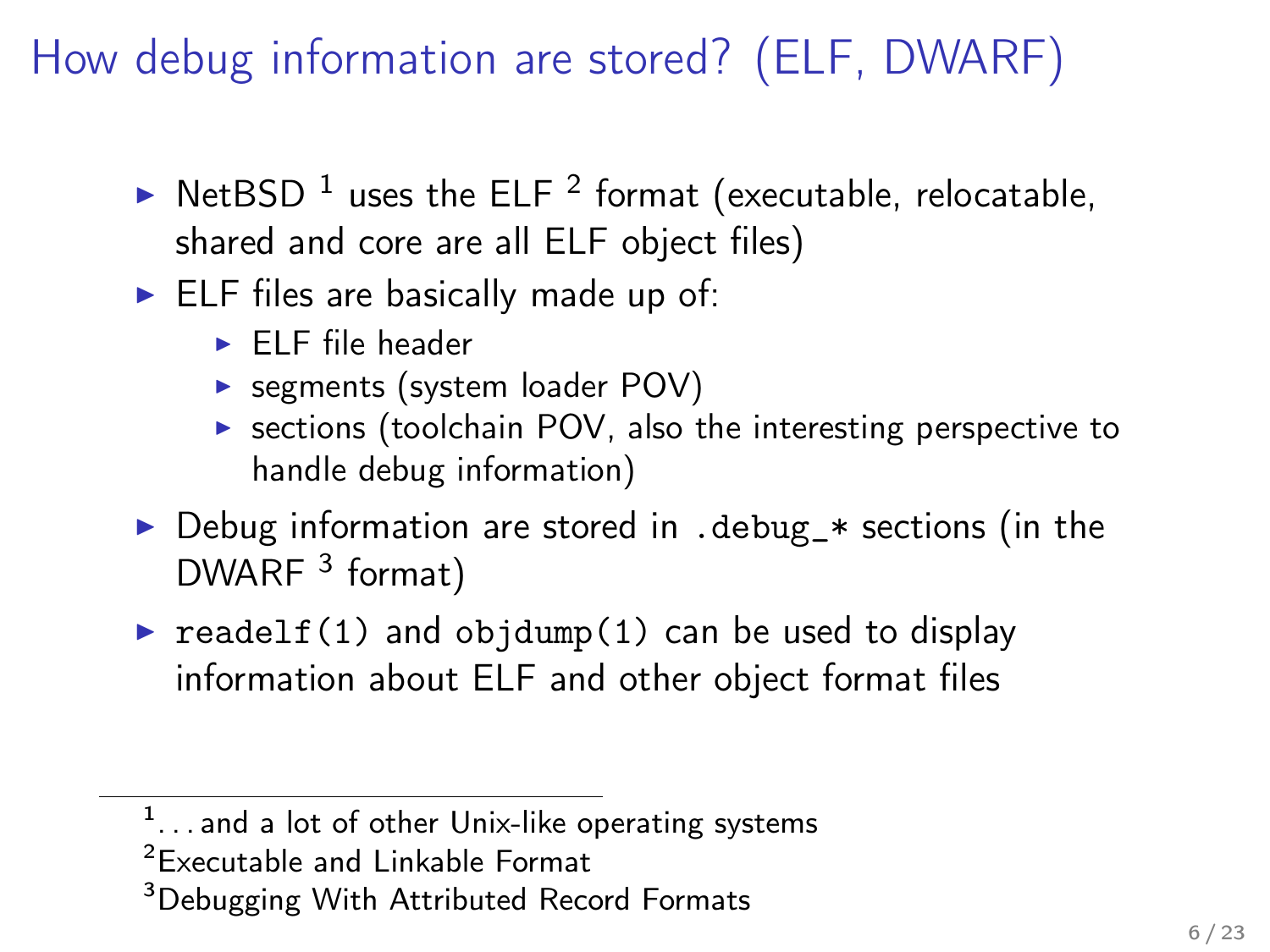# How debug information are stored? (ELF, DWARF)

- NetBSD [1] uses the ELF [2] format (executable, relocatable, shared and core are all ELF object files)
- ELF files are basically made up of:
  - ELF file header
  - segments (system loader POV)
  - sections (toolchain POV, also the interesting perspective to handle debug information)
- Debug information are stored in `.debug_*` sections (in the DWARF [3] format)
- `readelf(1)` and `objdump(1)` can be used to display information about ELF and other object format files

---

[1] . . . and a lot of other Unix-like operating systems

[2] Executable and Linkable Format

[3] Debugging With Attributed Record Formats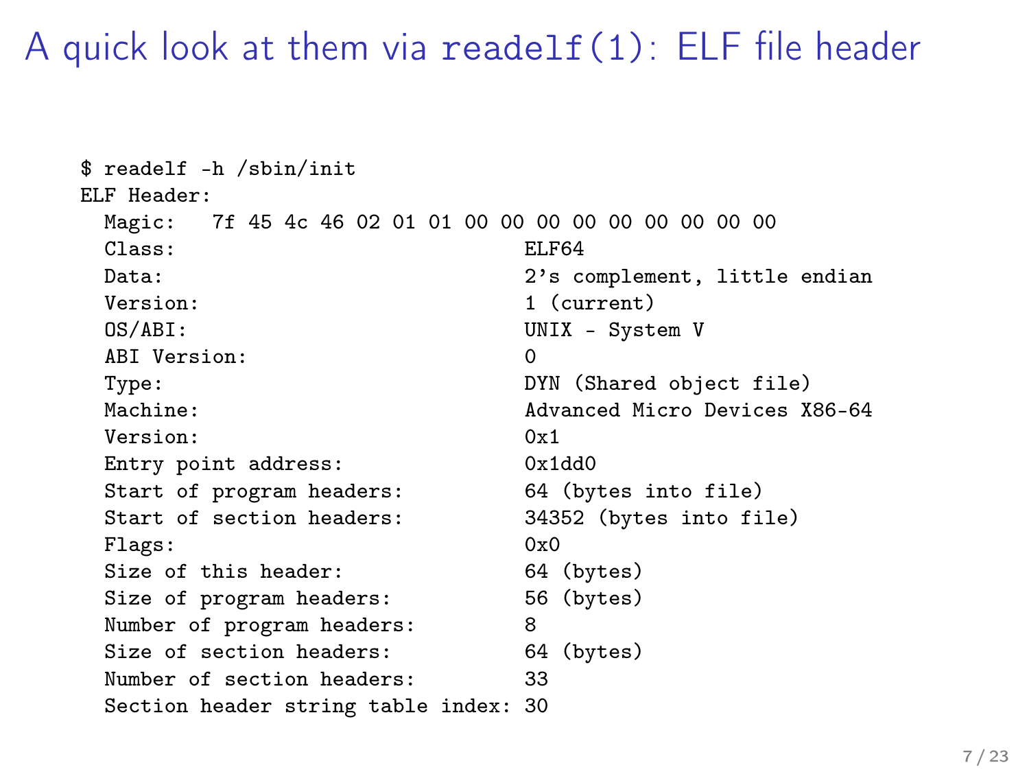# A quick look at them via `readelf(1)`: ELF file header

```
$ readelf -h /sbin/init
ELF Header:
  Magic:   7f 45 4c 46 02 01 01 00 00 00 00 00 00 00 00 00
  Class:                             ELF64
  Data:                              2's complement, little endian
  Version:                           1 (current)
  OS/ABI:                            UNIX - System V
  ABI Version:                       0
  Type:                              DYN (Shared object file)
  Machine:                           Advanced Micro Devices X86-64
  Version:                           0x1
  Entry point address:               0x1dd0
  Start of program headers:          64 (bytes into file)
  Start of section headers:          34352 (bytes into file)
  Flags:                             0x0
  Size of this header:               64 (bytes)
  Size of program headers:           56 (bytes)
  Number of program headers:         8
  Size of section headers:           64 (bytes)
  Number of section headers:         33
  Section header string table index: 30
```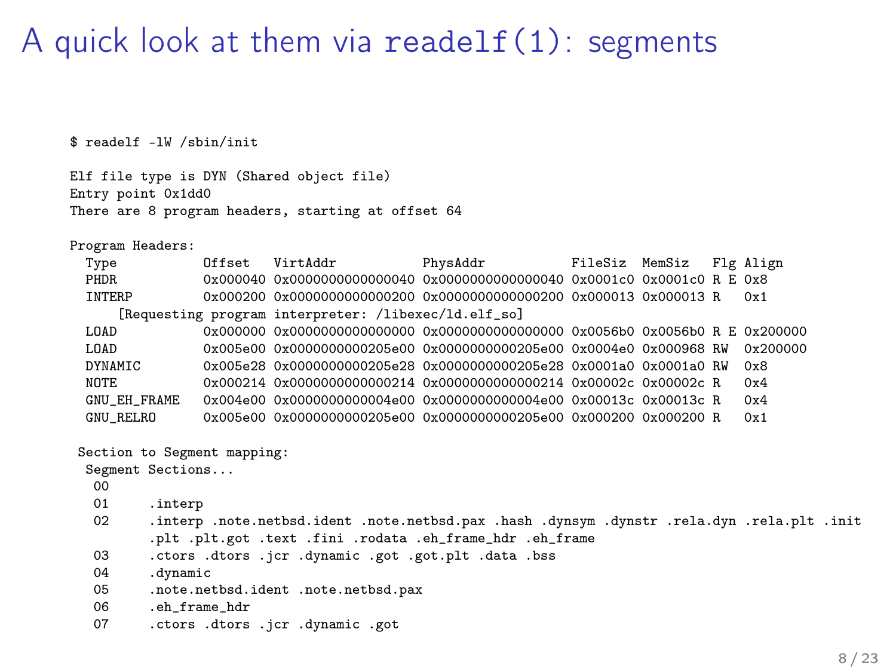# A quick look at them via `readelf(1)`: segments

```
$ readelf -lW /sbin/init

Elf file type is DYN (Shared object file)
Entry point 0x1dd0
There are 8 program headers, starting at offset 64

Program Headers:
  Type           Offset   VirtAddr           PhysAddr           FileSiz  MemSiz   Flg Align
  PHDR           0x000040 0x0000000000000040 0x0000000000000040 0x0001c0 0x0001c0 R E 0x8
  INTERP         0x000200 0x0000000000000200 0x0000000000000200 0x000013 0x000013 R   0x1
      [Requesting program interpreter: /libexec/ld.elf_so]
  LOAD           0x000000 0x0000000000000000 0x0000000000000000 0x0056b0 0x0056b0 R E 0x200000
  LOAD           0x005e00 0x0000000000205e00 0x0000000000205e00 0x0004e0 0x000968 RW  0x200000
  DYNAMIC        0x005e28 0x0000000000205e28 0x0000000000205e28 0x0001a0 0x0001a0 RW  0x8
  NOTE           0x000214 0x0000000000000214 0x0000000000000214 0x00002c 0x00002c R   0x4
  GNU_EH_FRAME   0x004e00 0x0000000000004e00 0x0000000000004e00 0x00013c 0x00013c R   0x4
  GNU_RELRO      0x005e00 0x0000000000205e00 0x0000000000205e00 0x000200 0x000200 R   0x1

 Section to Segment mapping:
  Segment Sections...
   00
   01     .interp
   02     .interp .note.netbsd.ident .note.netbsd.pax .hash .dynsym .dynstr .rela.dyn .rela.plt .init
          .plt .plt.got .text .fini .rodata .eh_frame_hdr .eh_frame
   03     .ctors .dtors .jcr .dynamic .got .got.plt .data .bss
   04     .dynamic
   05     .note.netbsd.ident .note.netbsd.pax
   06     .eh_frame_hdr
   07     .ctors .dtors .jcr .dynamic .got
```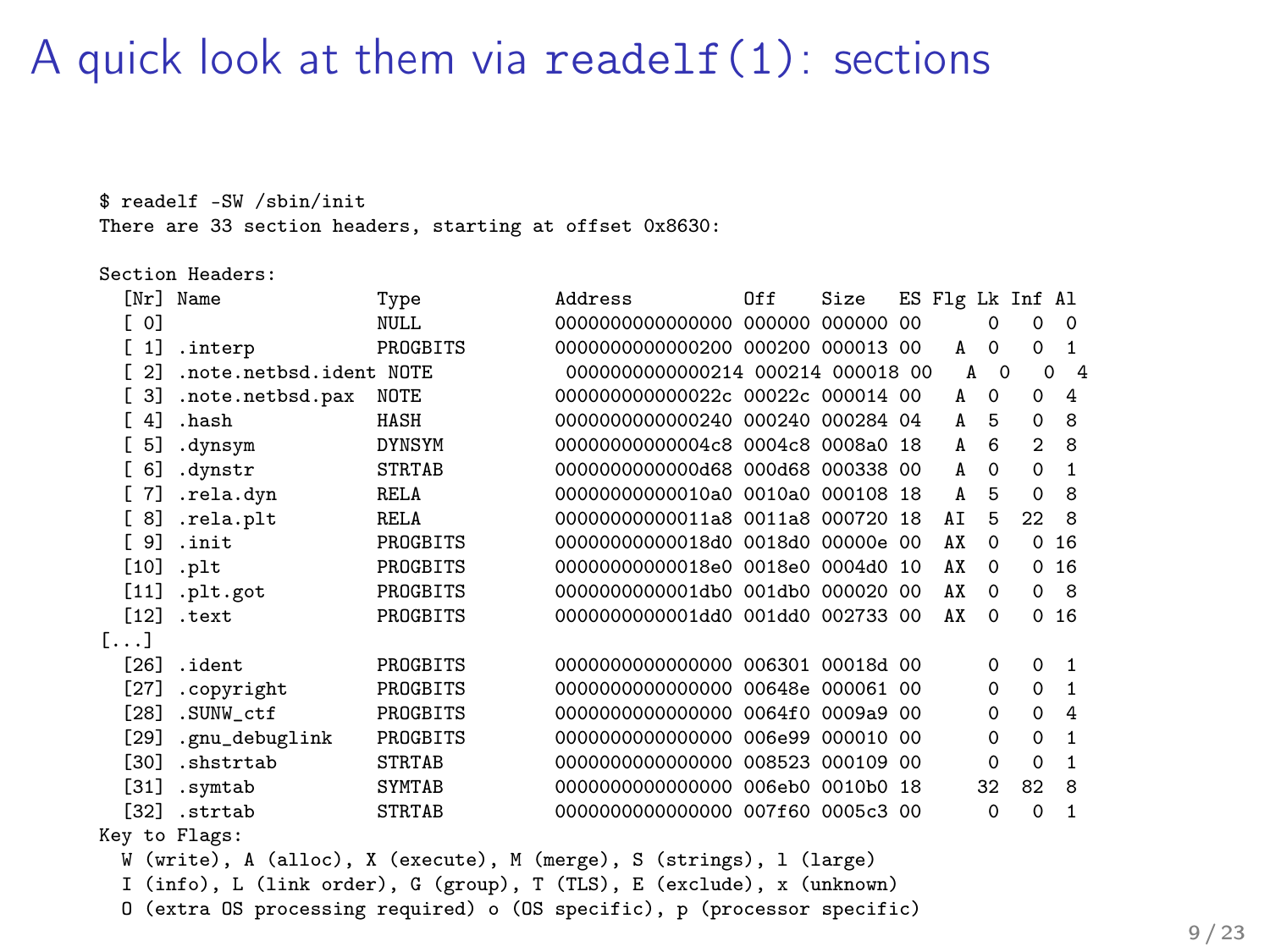# A quick look at them via readelf(1): sections

```
$ readelf -SW /sbin/init
There are 33 section headers, starting at offset 0x8630:

Section Headers:
  [Nr] Name              Type            Address          Off    Size   ES Flg Lk Inf Al
  [ 0]                   NULL            0000000000000000 000000 000000 00      0   0  0
  [ 1] .interp           PROGBITS        0000000000000200 000200 000013 00   A  0   0  1
  [ 2] .note.netbsd.ident NOTE            0000000000000214 000214 000018 00   A  0   0  4
  [ 3] .note.netbsd.pax  NOTE            000000000000022c 00022c 000014 00   A  0   0  4
  [ 4] .hash             HASH            0000000000000240 000240 000284 04   A  5   0  8
  [ 5] .dynsym           DYNSYM          00000000000004c8 0004c8 0008a0 18   A  6   2  8
  [ 6] .dynstr           STRTAB          0000000000000d68 000d68 000338 00   A  0   0  1
  [ 7] .rela.dyn         RELA            00000000000010a0 0010a0 000108 18   A  5   0  8
  [ 8] .rela.plt         RELA            00000000000011a8 0011a8 000720 18  AI  5  22  8
  [ 9] .init             PROGBITS        00000000000018d0 0018d0 00000e 00  AX  0   0 16
  [10] .plt              PROGBITS        00000000000018e0 0018e0 0004d0 10  AX  0   0 16
  [11] .plt.got          PROGBITS        0000000000001db0 001db0 000020 00  AX  0   0  8
  [12] .text             PROGBITS        0000000000001dd0 001dd0 002733 00  AX  0   0 16
[...]
  [26] .ident            PROGBITS        0000000000000000 006301 00018d 00      0   0  1
  [27] .copyright        PROGBITS        0000000000000000 00648e 000061 00      0   0  1
  [28] .SUNW_ctf         PROGBITS        0000000000000000 0064f0 0009a9 00      0   0  4
  [29] .gnu_debuglink    PROGBITS        0000000000000000 006e99 000010 00      0   0  1
  [30] .shstrtab         STRTAB          0000000000000000 008523 000109 00      0   0  1
  [31] .symtab           SYMTAB          0000000000000000 006eb0 0010b0 18     32  82  8
  [32] .strtab           STRTAB          0000000000000000 007f60 0005c3 00      0   0  1
Key to Flags:
  W (write), A (alloc), X (execute), M (merge), S (strings), l (large)
  I (info), L (link order), G (group), T (TLS), E (exclude), x (unknown)
  O (extra OS processing required) o (OS specific), p (processor specific)
```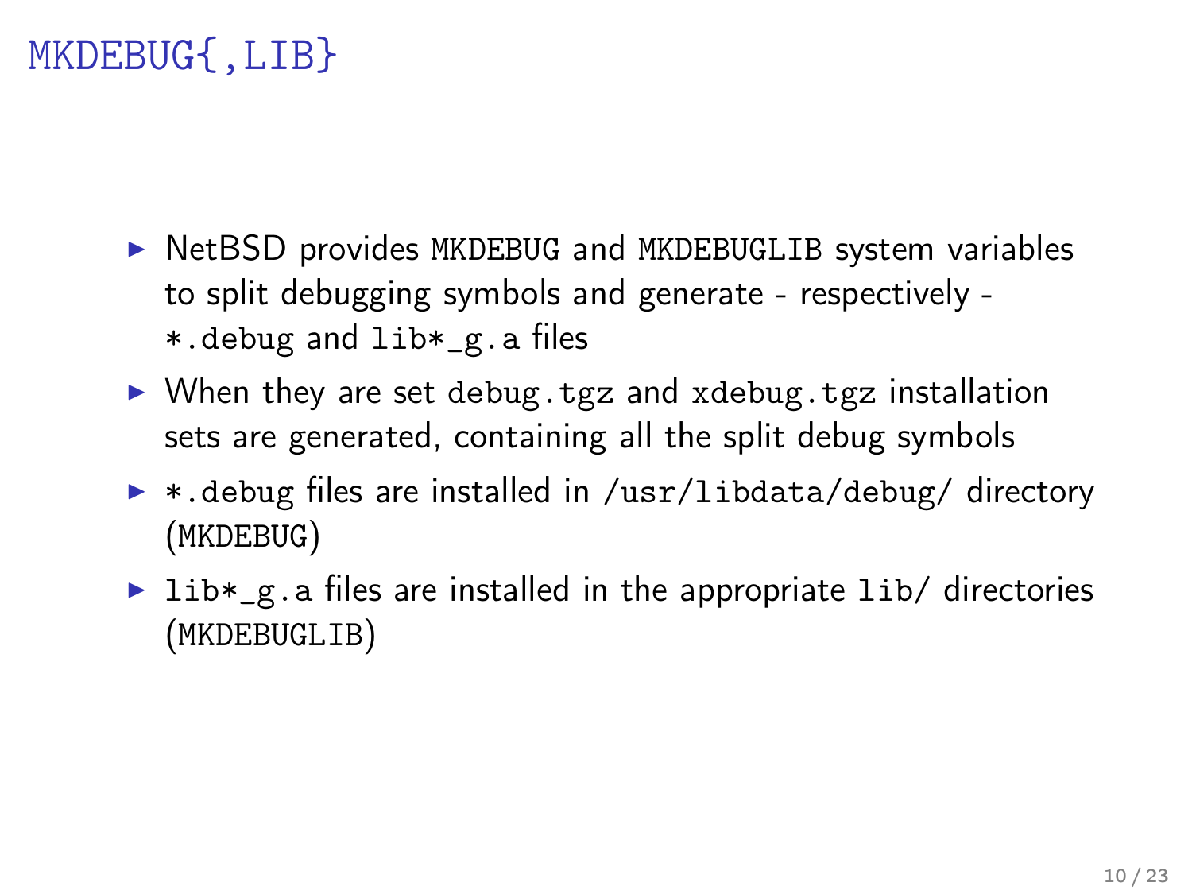# MKDEBUG{,LIB}

- NetBSD provides `MKDEBUG` and `MKDEBUGLIB` system variables to split debugging symbols and generate - respectively - `*.debug` and `lib*_g.a` files
- When they are set `debug.tgz` and `xdebug.tgz` installation sets are generated, containing all the split debug symbols
- `*.debug` files are installed in `/usr/libdata/debug/` directory (`MKDEBUG`)
- `lib*_g.a` files are installed in the appropriate `lib/` directories (`MKDEBUGLIB`)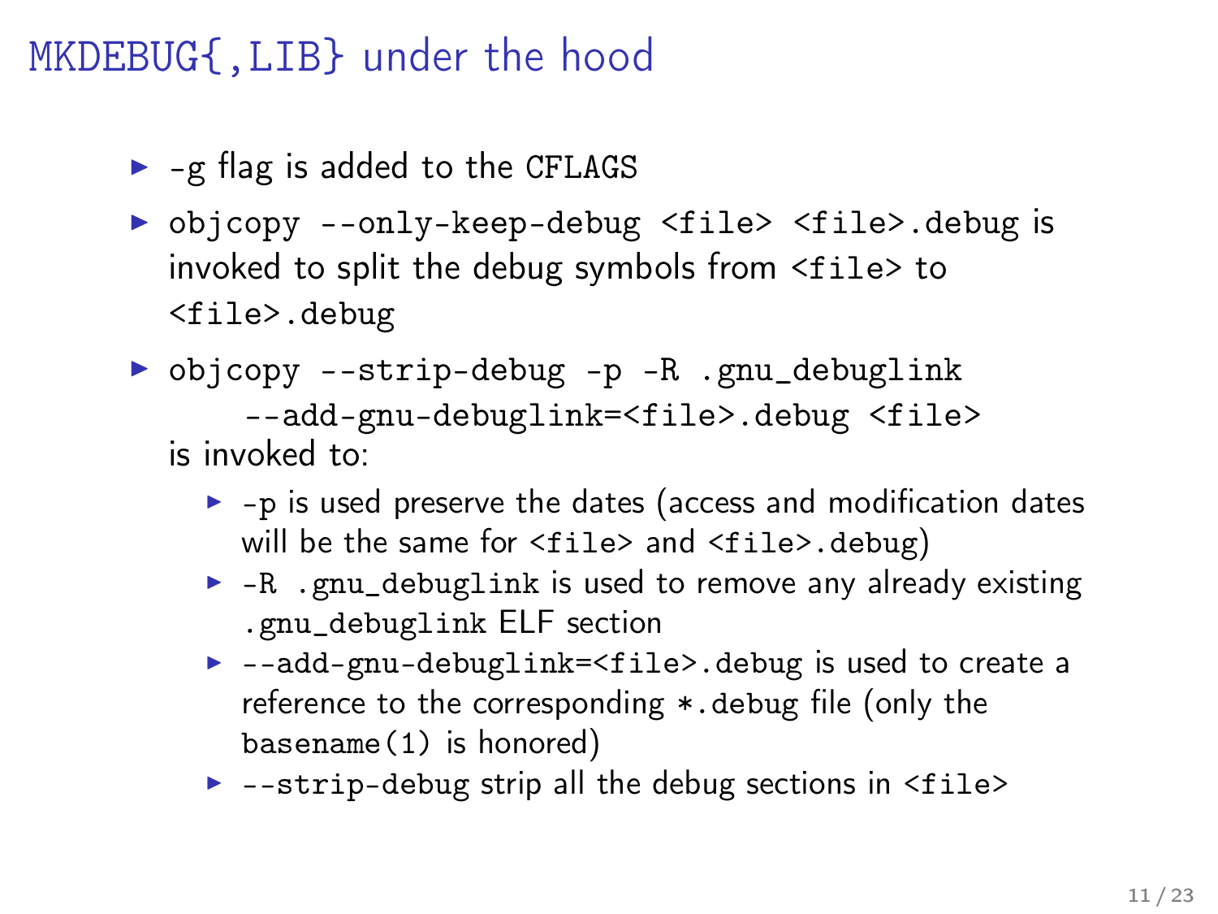# MKDEBUG{,LIB} under the hood

- -g flag is added to the CFLAGS
- `objcopy --only-keep-debug <file> <file>.debug` is invoked to split the debug symbols from `<file>` to `<file>.debug`
- ```
  objcopy --strip-debug -p -R .gnu_debuglink
      --add-gnu-debuglink=<file>.debug <file>
  ```
  is invoked to:
  - `-p` is used preserve the dates (access and modification dates will be the same for `<file>` and `<file>.debug`)
  - `-R .gnu_debuglink` is used to remove any already existing `.gnu_debuglink` ELF section
  - `--add-gnu-debuglink=<file>.debug` is used to create a reference to the corresponding `*.debug` file (only the `basename(1)` is honored)
  - `--strip-debug` strip all the debug sections in `<file>`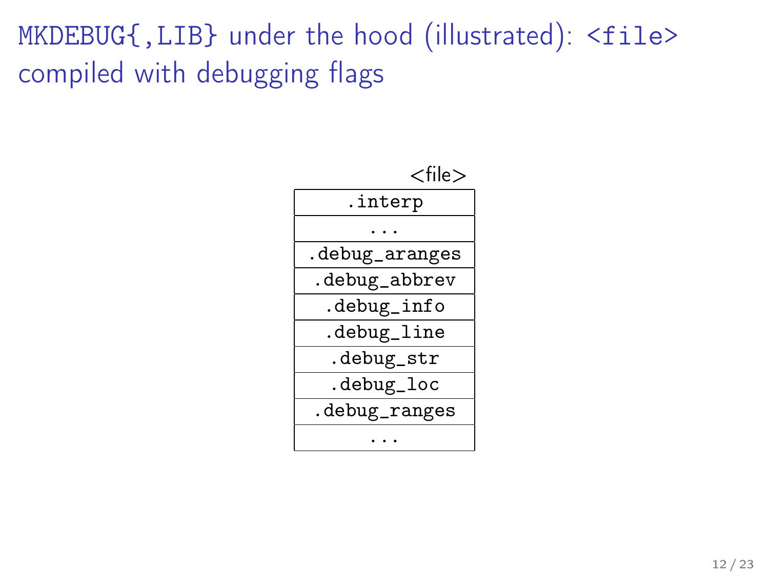# MKDEBUG{,LIB} under the hood (illustrated): <file> compiled with debugging flags

| <file> |
| --- |
| .interp |
| ... |
| .debug_aranges |
| .debug_abbrev |
| .debug_info |
| .debug_line |
| .debug_str |
| .debug_loc |
| .debug_ranges |
| ... |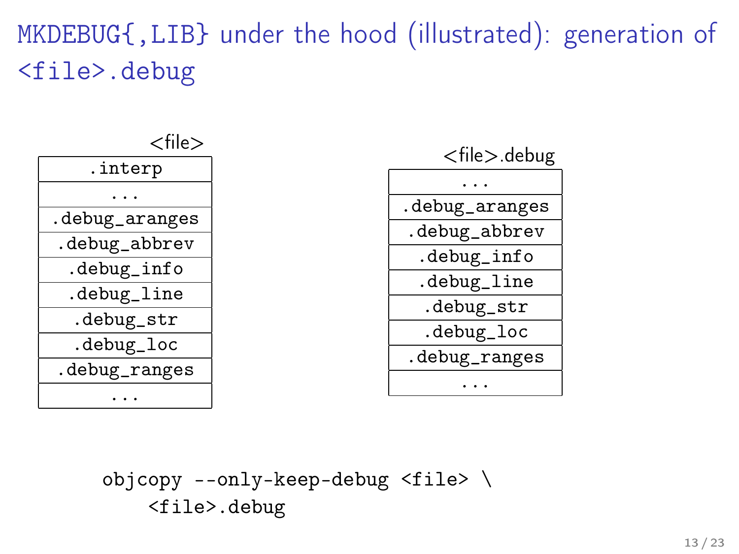# MKDEBUG{,LIB} under the hood (illustrated): generation of <file>.debug

| <file> |
| --- |
| .interp |
| ... |
| .debug_aranges |
| .debug_abbrev |
| .debug_info |
| .debug_line |
| .debug_str |
| .debug_loc |
| .debug_ranges |
| ... |

| <file>.debug |
| --- |
| ... |
| .debug_aranges |
| .debug_abbrev |
| .debug_info |
| .debug_line |
| .debug_str |
| .debug_loc |
| .debug_ranges |
| ... |

```
objcopy --only-keep-debug <file> \
    <file>.debug
```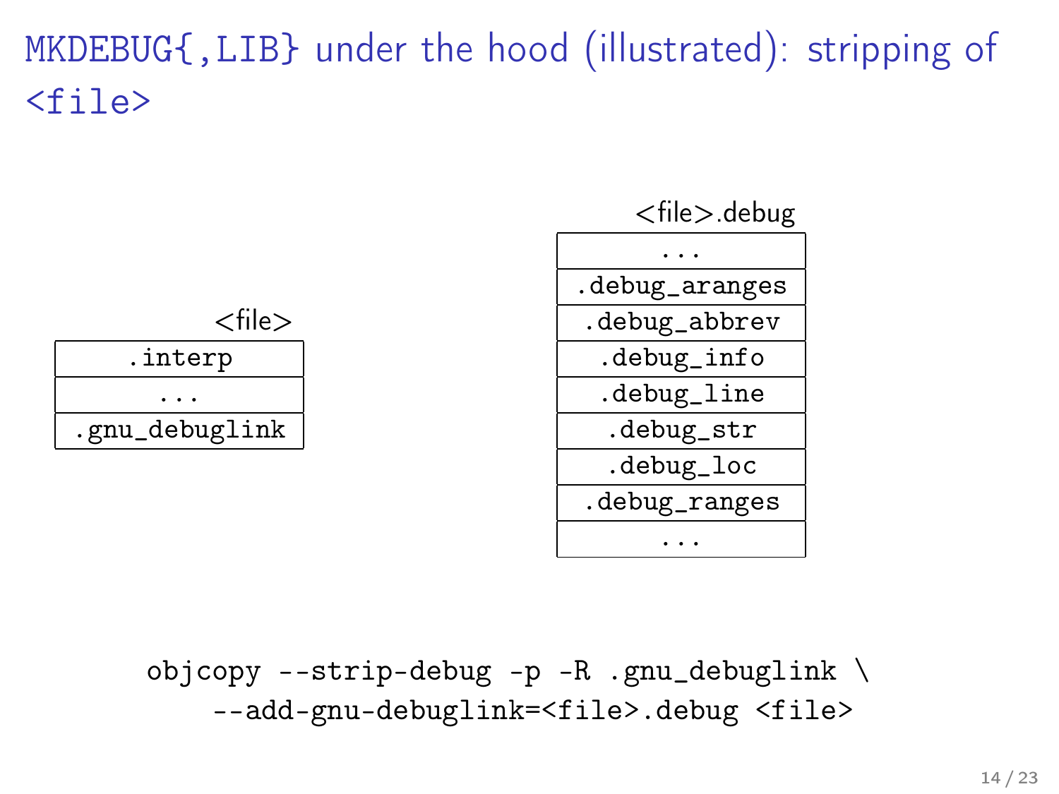# MKDEBUG{,LIB} under the hood (illustrated): stripping of <file>

| <file> |
| --- |
| .interp |
| ... |
| .gnu_debuglink |

| <file>.debug |
| --- |
| ... |
| .debug_aranges |
| .debug_abbrev |
| .debug_info |
| .debug_line |
| .debug_str |
| .debug_loc |
| .debug_ranges |
| ... |

```
objcopy --strip-debug -p -R .gnu_debuglink \
    --add-gnu-debuglink=<file>.debug <file>
```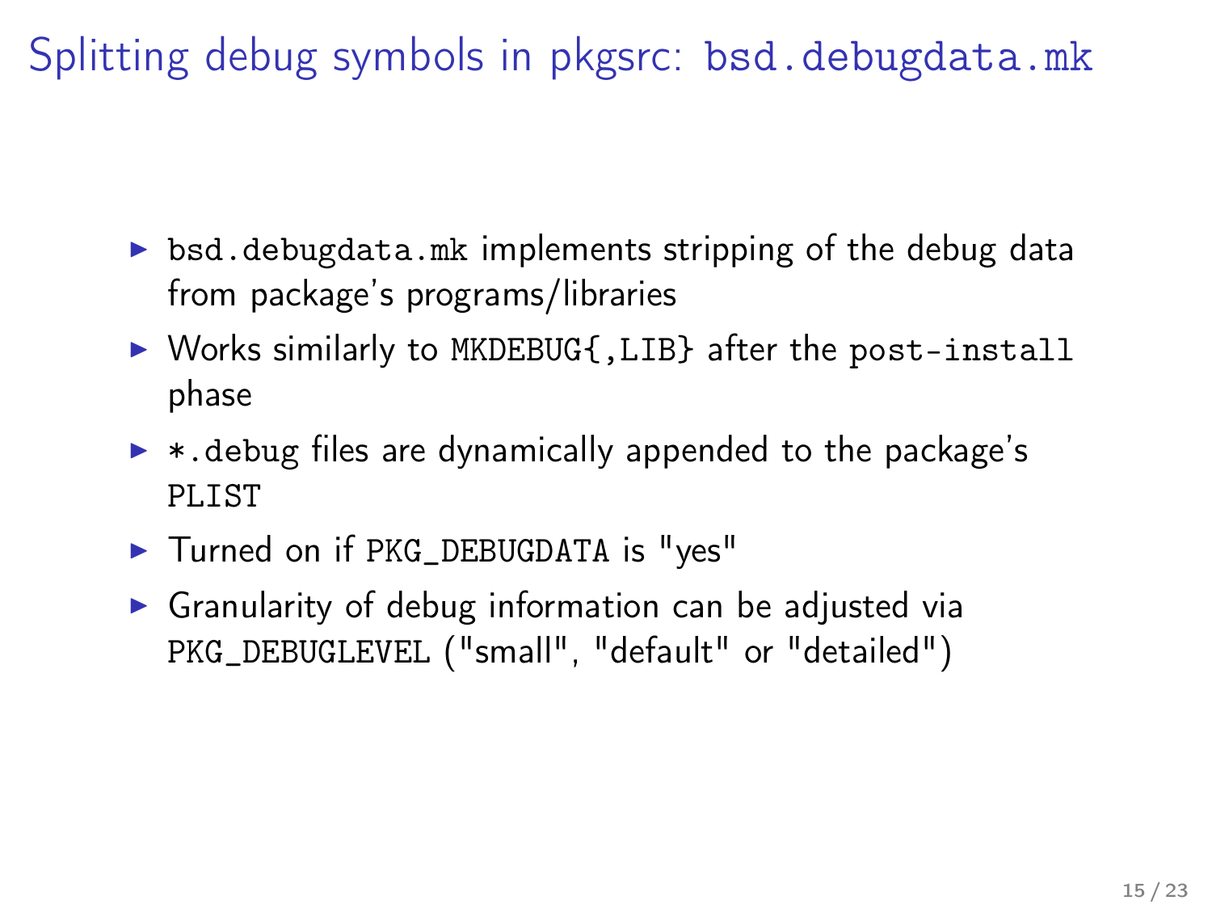# Splitting debug symbols in pkgsrc: `bsd.debugdata.mk`

- `bsd.debugdata.mk` implements stripping of the debug data from package's programs/libraries
- Works similarly to `MKDEBUG{,LIB}` after the `post-install` phase
- `*.debug` files are dynamically appended to the package's `PLIST`
- Turned on if `PKG_DEBUGDATA` is "yes"
- Granularity of debug information can be adjusted via `PKG_DEBUGLEVEL` ("small", "default" or "detailed")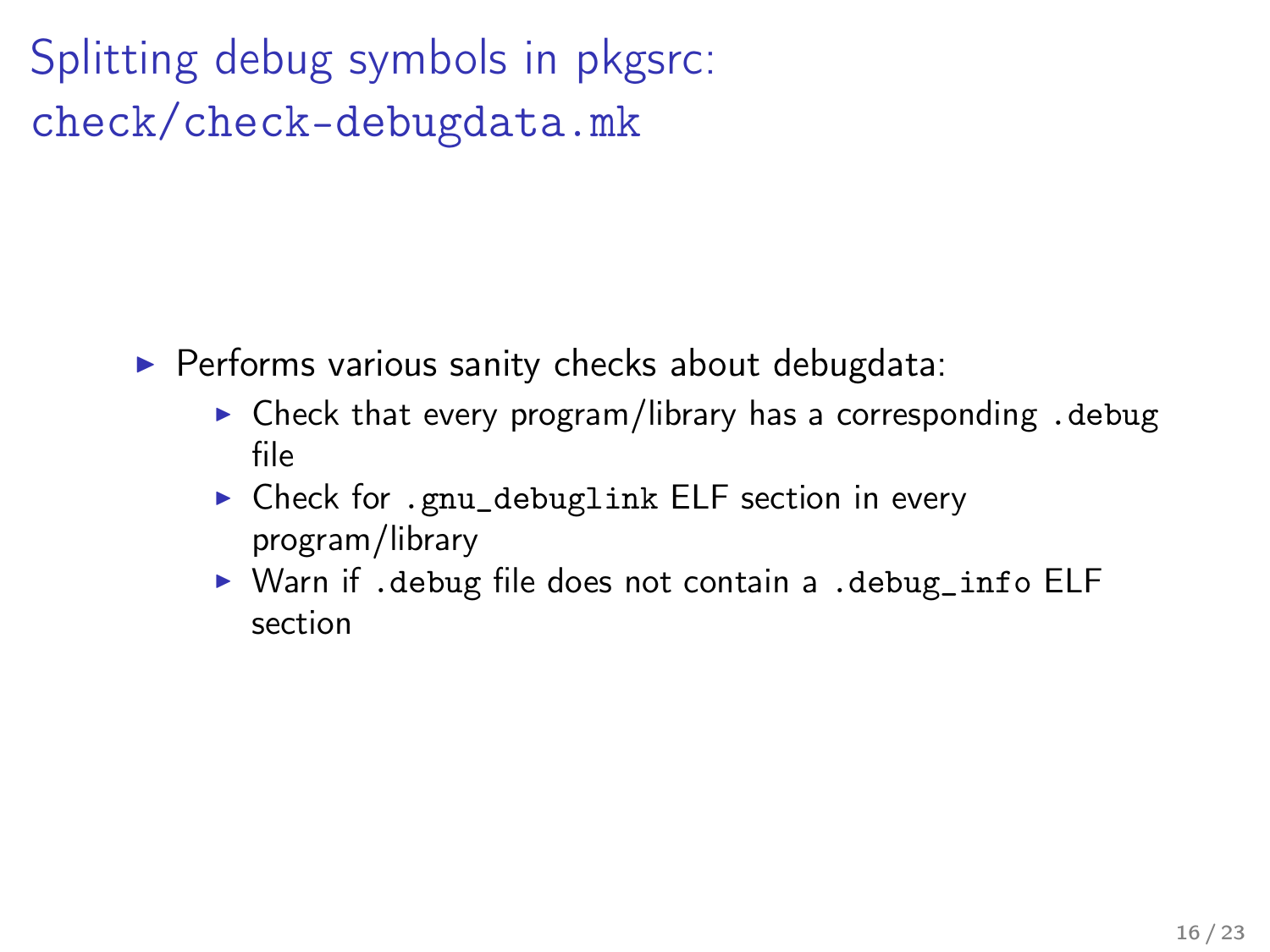# Splitting debug symbols in pkgsrc: `check/check-debugdata.mk`

- Performs various sanity checks about debugdata:
  - Check that every program/library has a corresponding `.debug` file
  - Check for `.gnu_debuglink` ELF section in every program/library
  - Warn if `.debug` file does not contain a `.debug_info` ELF section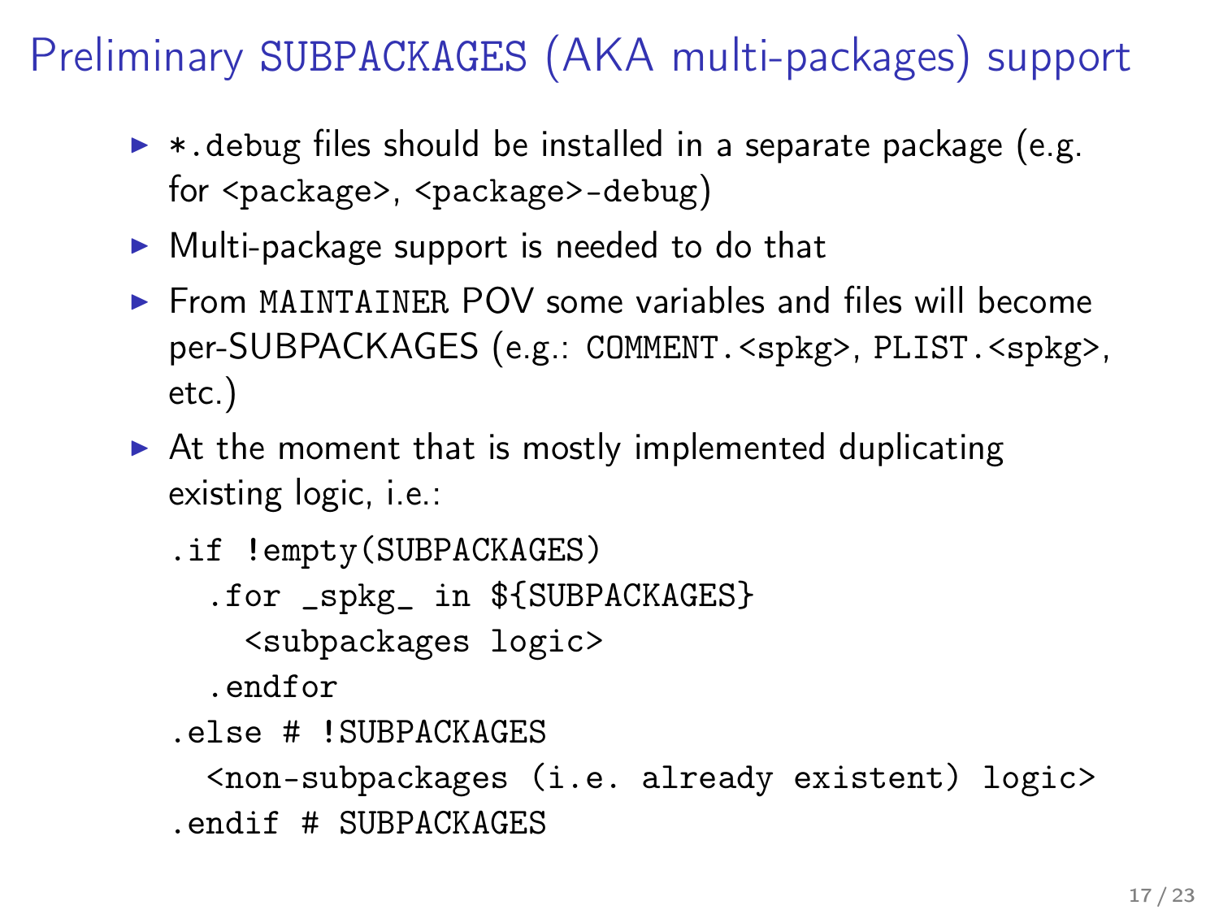# Preliminary `SUBPACKAGES` (AKA multi-packages) support

- `*.debug` files should be installed in a separate package (e.g. for `<package>`, `<package>-debug`)
- Multi-package support is needed to do that
- From `MAINTAINER` POV some variables and files will become per-SUBPACKAGES (e.g.: `COMMENT.<spkg>`, `PLIST.<spkg>`, etc.)
- At the moment that is mostly implemented duplicating existing logic, i.e.:

```
.if !empty(SUBPACKAGES)
  .for _spkg_ in ${SUBPACKAGES}
    <subpackages logic>
  .endfor
.else # !SUBPACKAGES
  <non-subpackages (i.e. already existent) logic>
.endif # SUBPACKAGES
```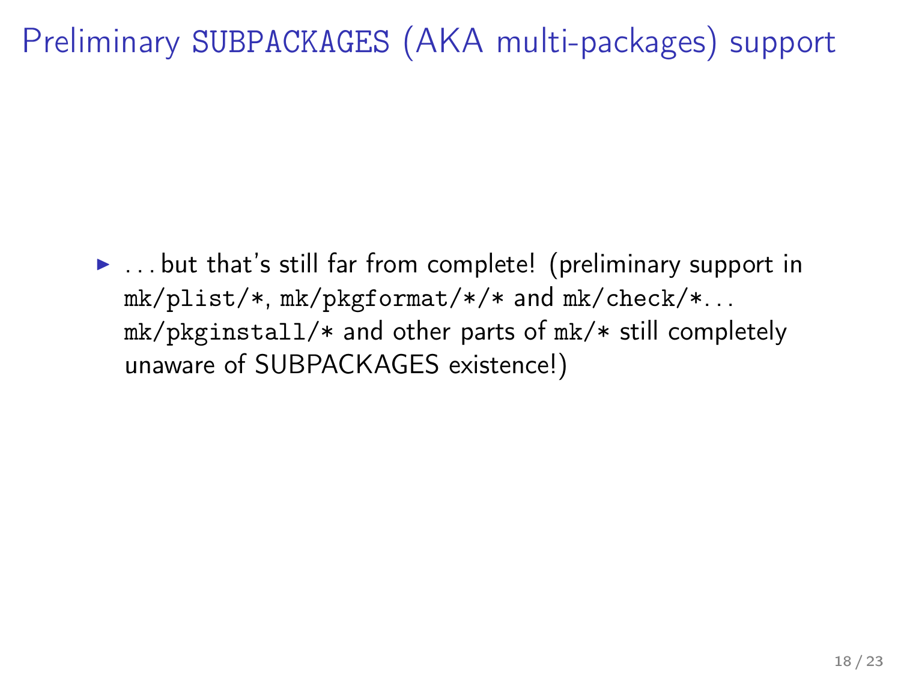# Preliminary `SUBPACKAGES` (AKA multi-packages) support

- ... but that's still far from complete! (preliminary support in `mk/plist/*`, `mk/pkgformat/*/*` and `mk/check/*`... `mk/pkginstall/*` and other parts of `mk/*` still completely unaware of SUBPACKAGES existence!)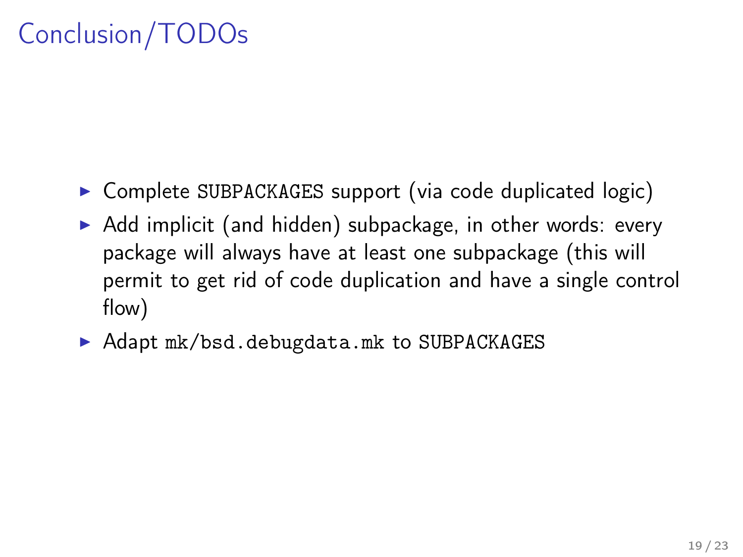# Conclusion/TODOs

- Complete `SUBPACKAGES` support (via code duplicated logic)
- Add implicit (and hidden) subpackage, in other words: every package will always have at least one subpackage (this will permit to get rid of code duplication and have a single control flow)
- Adapt `mk/bsd.debugdata.mk` to `SUBPACKAGES`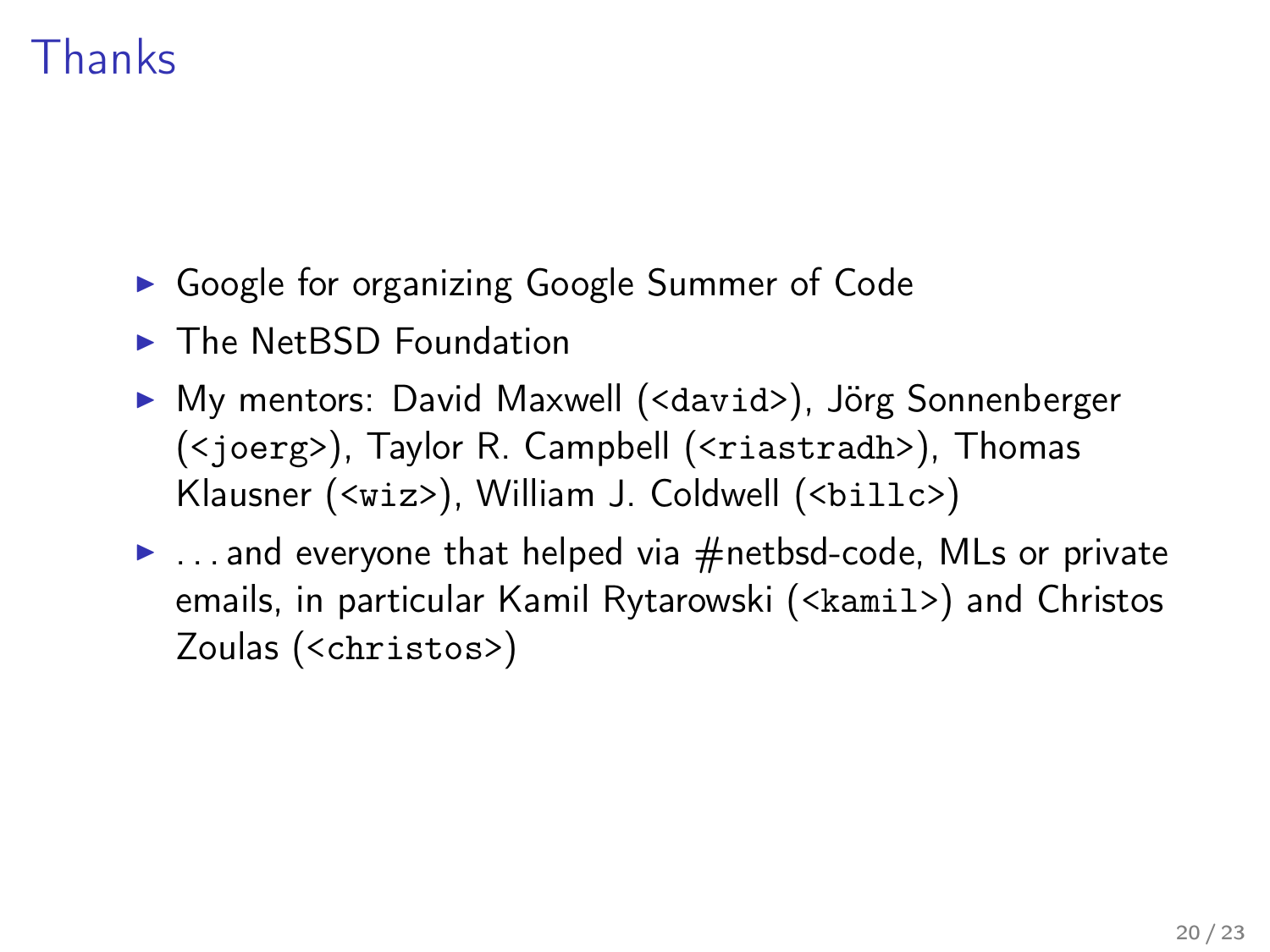# Thanks

- Google for organizing Google Summer of Code
- The NetBSD Foundation
- My mentors: David Maxwell (`<david>`), Jörg Sonnenberger (`<joerg>`), Taylor R. Campbell (`<riastradh>`), Thomas Klausner (`<wiz>`), William J. Coldwell (`<billc>`)
- ... and everyone that helped via #netbsd-code, MLs or private emails, in particular Kamil Rytarowski (`<kamil>`) and Christos Zoulas (`<christos>`)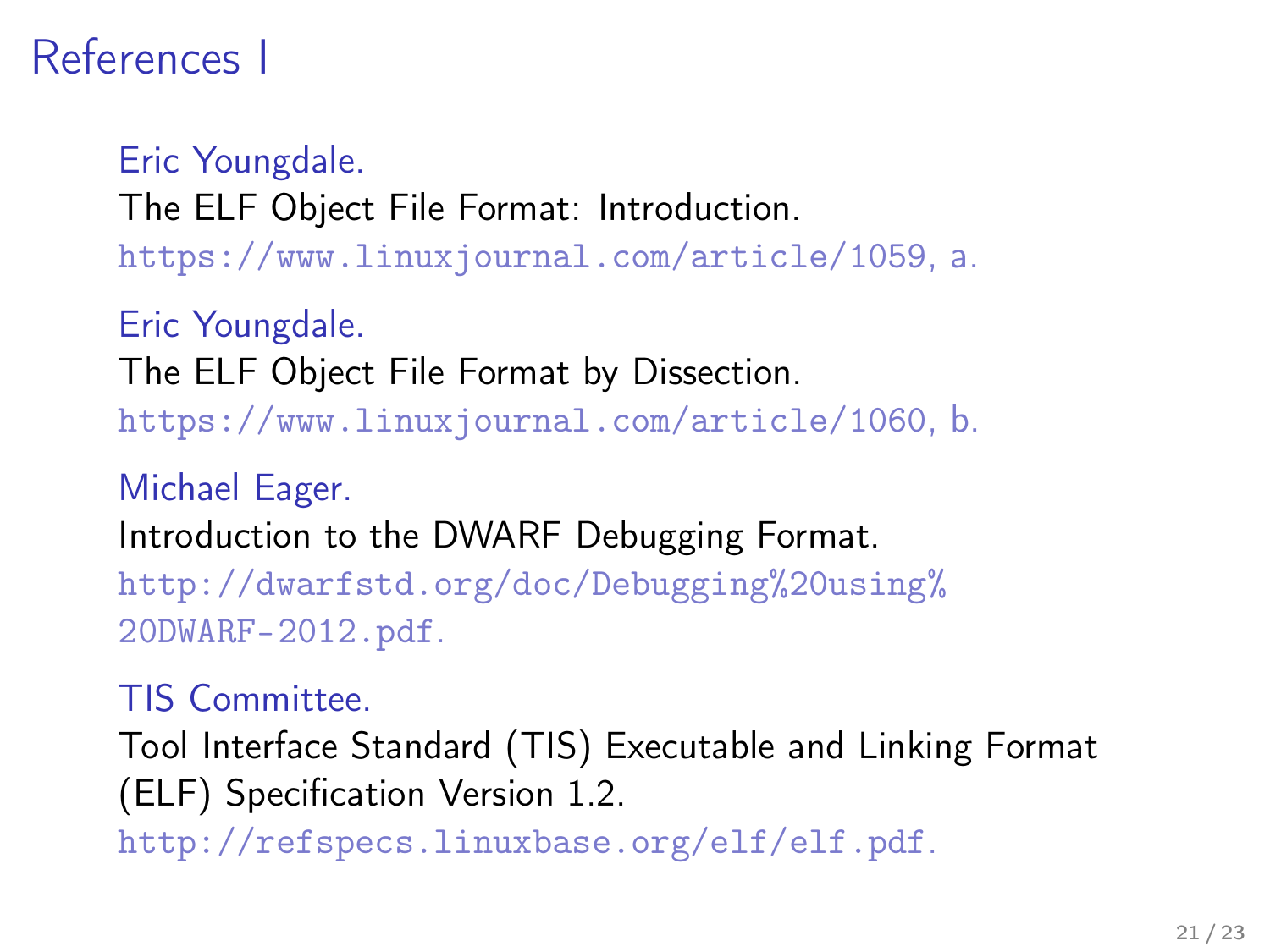# References I

Eric Youngdale.
The ELF Object File Format: Introduction.
https://www.linuxjournal.com/article/1059, a.

Eric Youngdale.
The ELF Object File Format by Dissection.
https://www.linuxjournal.com/article/1060, b.

Michael Eager.
Introduction to the DWARF Debugging Format.
http://dwarfstd.org/doc/Debugging%20using%20DWARF-2012.pdf.

TIS Committee.
Tool Interface Standard (TIS) Executable and Linking Format (ELF) Specification Version 1.2.
http://refspecs.linuxbase.org/elf/elf.pdf.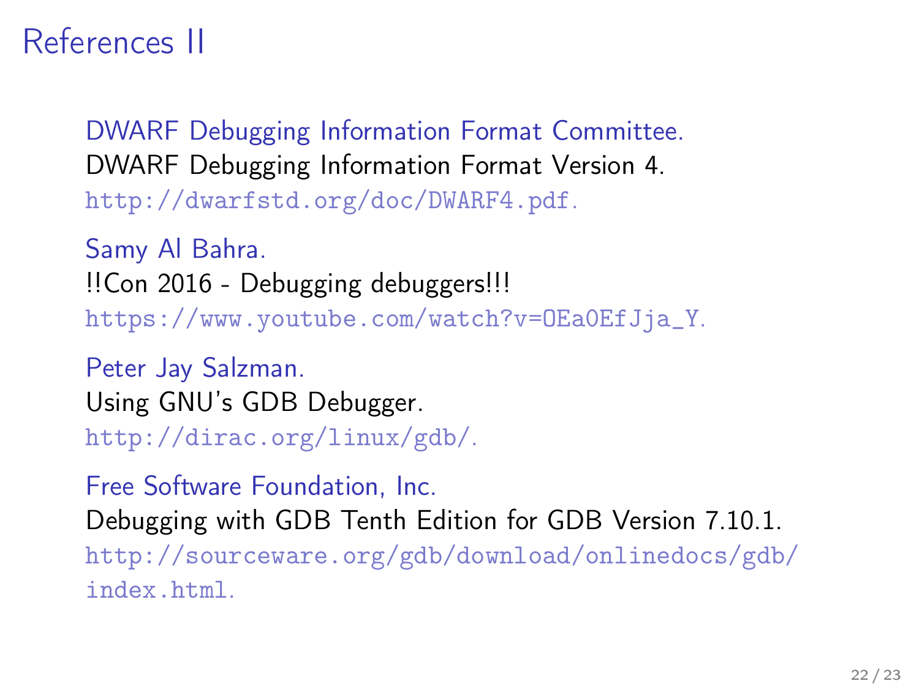# References II

DWARF Debugging Information Format Committee.
DWARF Debugging Information Format Version 4.
http://dwarfstd.org/doc/DWARF4.pdf.

Samy Al Bahra.
!!Con 2016 - Debugging debuggers!!!
https://www.youtube.com/watch?v=OEa0EfJja_Y.

Peter Jay Salzman.
Using GNU's GDB Debugger.
http://dirac.org/linux/gdb/.

Free Software Foundation, Inc.
Debugging with GDB Tenth Edition for GDB Version 7.10.1.
http://sourceware.org/gdb/download/onlinedocs/gdb/index.html.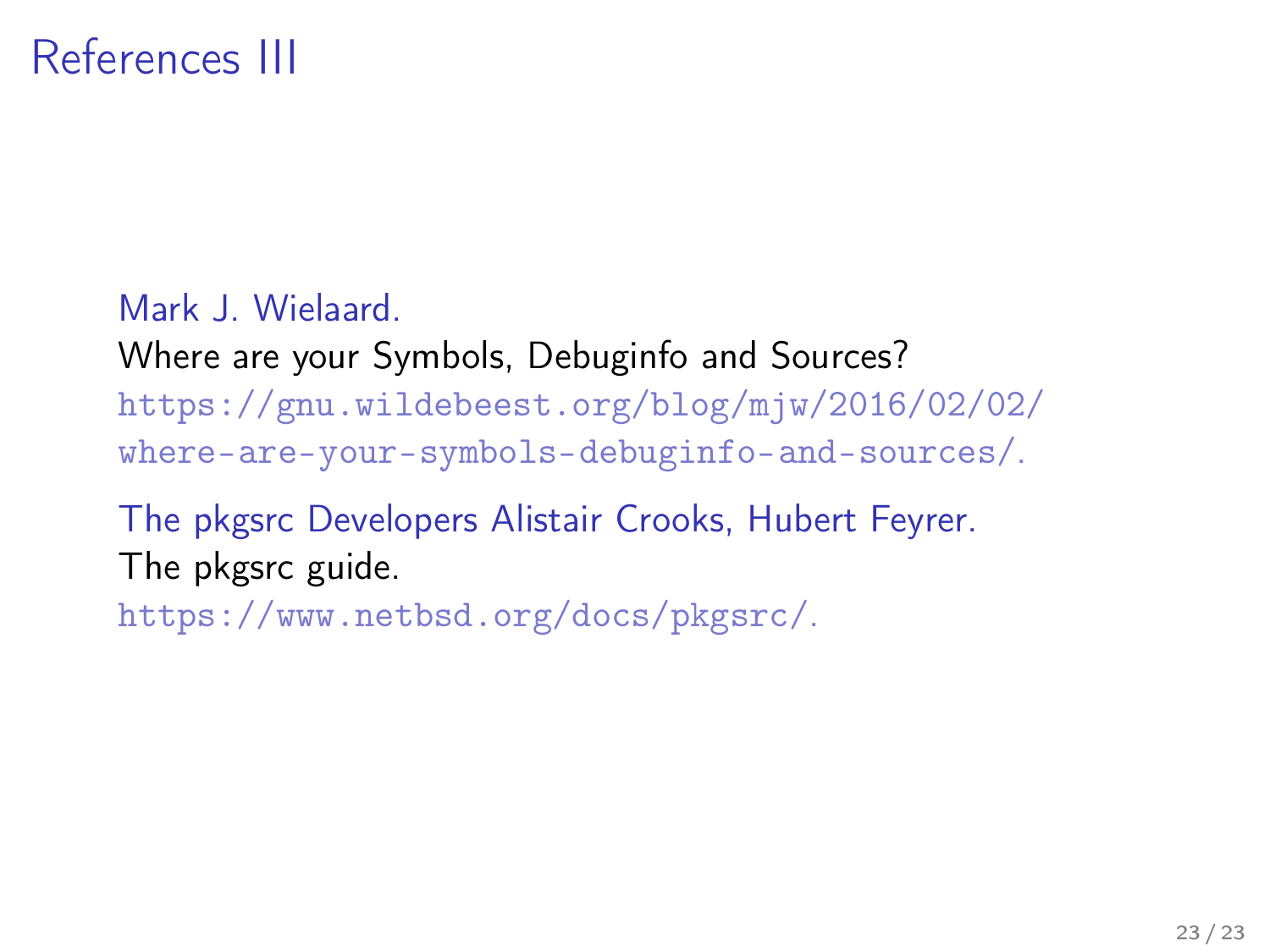# References III

Mark J. Wielaard.
Where are your Symbols, Debuginfo and Sources?
https://gnu.wildebeest.org/blog/mjw/2016/02/02/where-are-your-symbols-debuginfo-and-sources/.

The pkgsrc Developers Alistair Crooks, Hubert Feyrer.
The pkgsrc guide.
https://www.netbsd.org/docs/pkgsrc/.